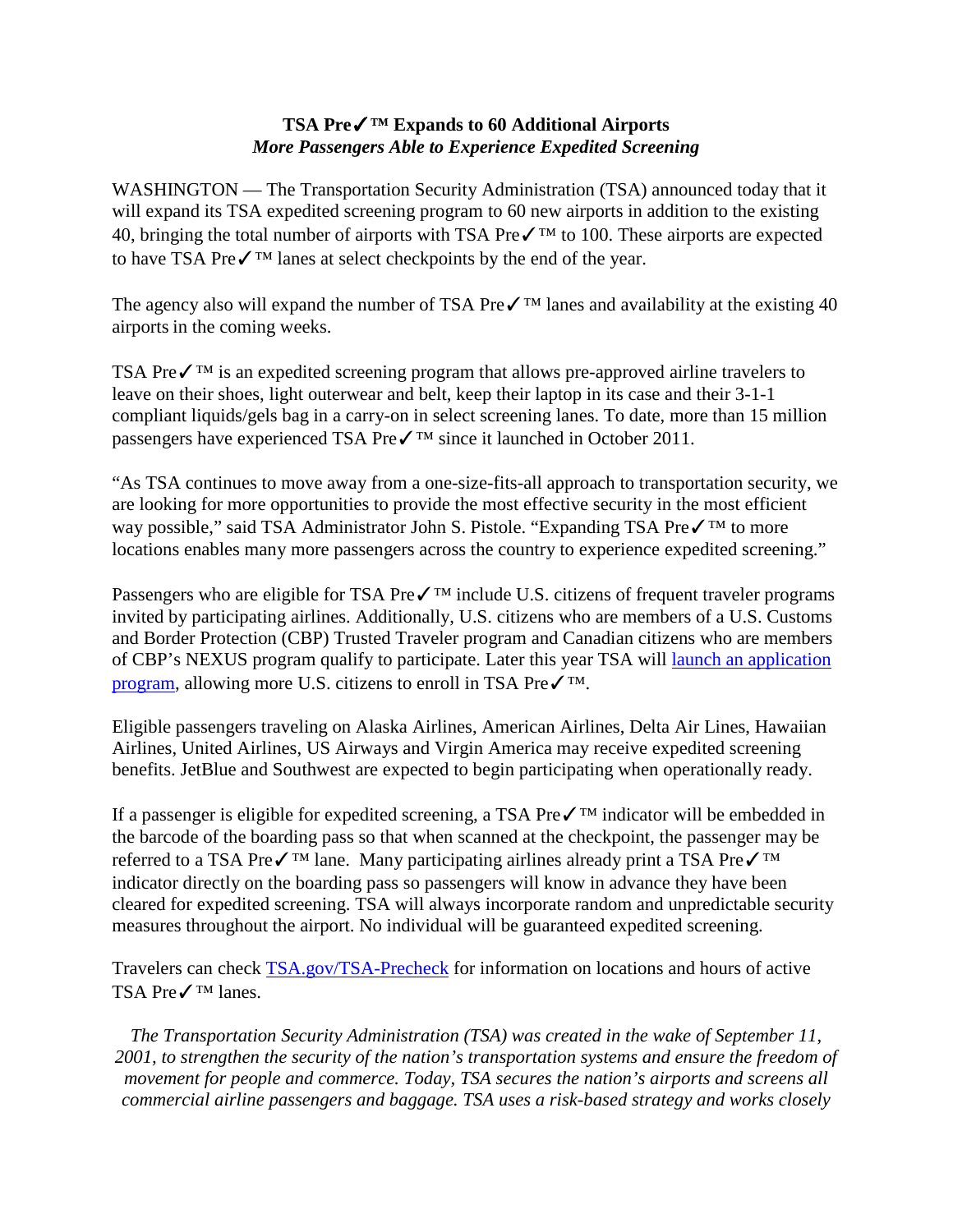**TSA Pre✓™ Expands to 60 Additional Airports**
***More Passengers Able to Experience Expedited Screening***

WASHINGTON — The Transportation Security Administration (TSA) announced today that it will expand its TSA expedited screening program to 60 new airports in addition to the existing 40, bringing the total number of airports with TSA Pre✓™ to 100. These airports are expected to have TSA Pre✓™ lanes at select checkpoints by the end of the year.

The agency also will expand the number of TSA Pre✓™ lanes and availability at the existing 40 airports in the coming weeks.

TSA Pre✓™ is an expedited screening program that allows pre-approved airline travelers to leave on their shoes, light outerwear and belt, keep their laptop in its case and their 3-1-1 compliant liquids/gels bag in a carry-on in select screening lanes. To date, more than 15 million passengers have experienced TSA Pre✓™ since it launched in October 2011.

"As TSA continues to move away from a one-size-fits-all approach to transportation security, we are looking for more opportunities to provide the most effective security in the most efficient way possible," said TSA Administrator John S. Pistole. "Expanding TSA Pre✓™ to more locations enables many more passengers across the country to experience expedited screening."

Passengers who are eligible for TSA Pre✓™ include U.S. citizens of frequent traveler programs invited by participating airlines. Additionally, U.S. citizens who are members of a U.S. Customs and Border Protection (CBP) Trusted Traveler program and Canadian citizens who are members of CBP's NEXUS program qualify to participate. Later this year TSA will launch an application program, allowing more U.S. citizens to enroll in TSA Pre✓™.

Eligible passengers traveling on Alaska Airlines, American Airlines, Delta Air Lines, Hawaiian Airlines, United Airlines, US Airways and Virgin America may receive expedited screening benefits. JetBlue and Southwest are expected to begin participating when operationally ready.

If a passenger is eligible for expedited screening, a TSA Pre✓™ indicator will be embedded in the barcode of the boarding pass so that when scanned at the checkpoint, the passenger may be referred to a TSA Pre✓™ lane. Many participating airlines already print a TSA Pre✓™ indicator directly on the boarding pass so passengers will know in advance they have been cleared for expedited screening. TSA will always incorporate random and unpredictable security measures throughout the airport. No individual will be guaranteed expedited screening.

Travelers can check TSA.gov/TSA-Precheck for information on locations and hours of active TSA Pre✓™ lanes.

*The Transportation Security Administration (TSA) was created in the wake of September 11, 2001, to strengthen the security of the nation's transportation systems and ensure the freedom of movement for people and commerce. Today, TSA secures the nation's airports and screens all commercial airline passengers and baggage. TSA uses a risk-based strategy and works closely*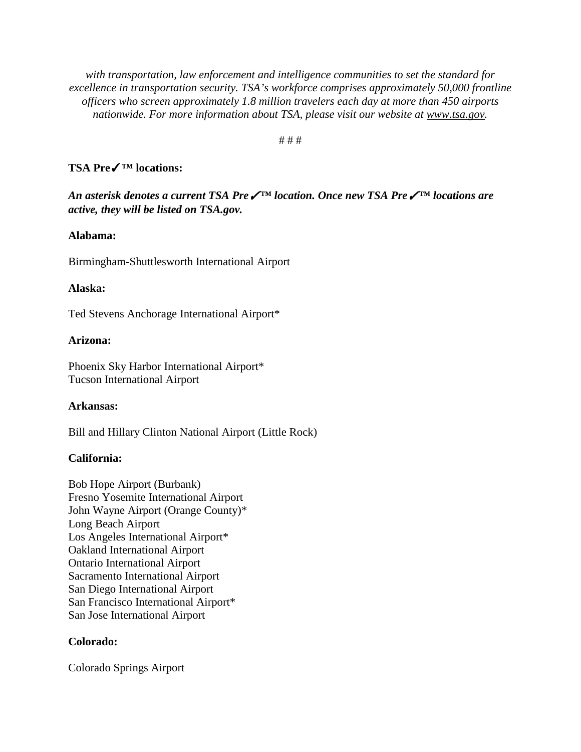*with transportation, law enforcement and intelligence communities to set the standard for excellence in transportation security. TSA's workforce comprises approximately 50,000 frontline officers who screen approximately 1.8 million travelers each day at more than 450 airports nationwide. For more information about TSA, please visit our website at [www.tsa.gov](http://www.tsa.gov).*

# # #

**TSA Pre✓™ locations:**

***An asterisk denotes a current TSA Pre✓™ location. Once new TSA Pre✓™ locations are active, they will be listed on TSA.gov.***

**Alabama:**

Birmingham-Shuttlesworth International Airport

**Alaska:**

Ted Stevens Anchorage International Airport*

**Arizona:**

Phoenix Sky Harbor International Airport*
Tucson International Airport

**Arkansas:**

Bill and Hillary Clinton National Airport (Little Rock)

**California:**

Bob Hope Airport (Burbank)
Fresno Yosemite International Airport
John Wayne Airport (Orange County)*
Long Beach Airport
Los Angeles International Airport*
Oakland International Airport
Ontario International Airport
Sacramento International Airport
San Diego International Airport
San Francisco International Airport*
San Jose International Airport

**Colorado:**

Colorado Springs Airport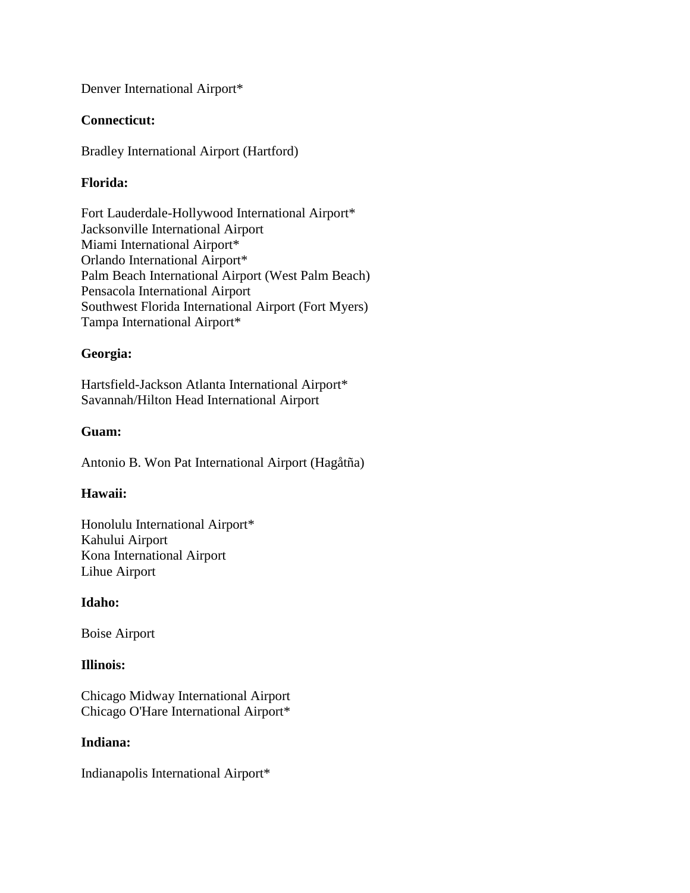Denver International Airport*

**Connecticut:**

Bradley International Airport (Hartford)

**Florida:**

Fort Lauderdale-Hollywood International Airport*
Jacksonville International Airport
Miami International Airport*
Orlando International Airport*
Palm Beach International Airport (West Palm Beach)
Pensacola International Airport
Southwest Florida International Airport (Fort Myers)
Tampa International Airport*

**Georgia:**

Hartsfield-Jackson Atlanta International Airport*
Savannah/Hilton Head International Airport

**Guam:**

Antonio B. Won Pat International Airport (Hagåtña)

**Hawaii:**

Honolulu International Airport*
Kahului Airport
Kona International Airport
Lihue Airport

**Idaho:**

Boise Airport

**Illinois:**

Chicago Midway International Airport
Chicago O'Hare International Airport*

**Indiana:**

Indianapolis International Airport*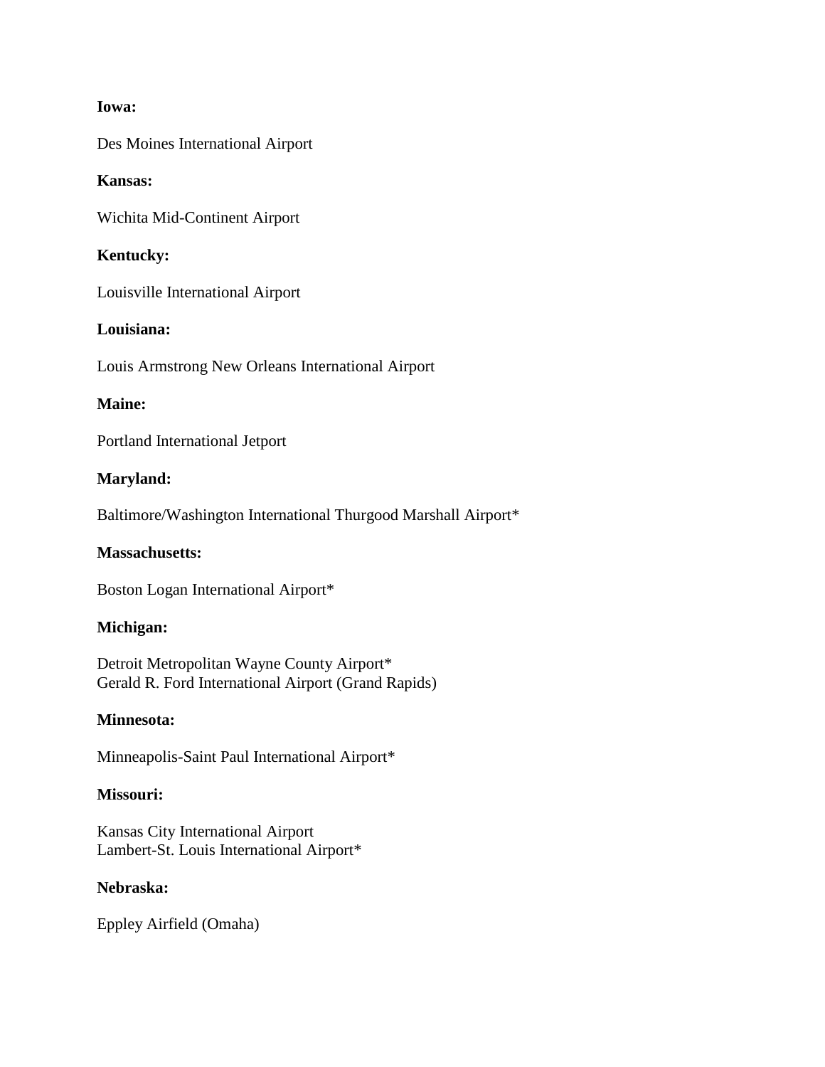**Iowa:**

Des Moines International Airport

**Kansas:**

Wichita Mid-Continent Airport

**Kentucky:**

Louisville International Airport

**Louisiana:**

Louis Armstrong New Orleans International Airport

**Maine:**

Portland International Jetport

**Maryland:**

Baltimore/Washington International Thurgood Marshall Airport*

**Massachusetts:**

Boston Logan International Airport*

**Michigan:**

Detroit Metropolitan Wayne County Airport*
Gerald R. Ford International Airport (Grand Rapids)

**Minnesota:**

Minneapolis-Saint Paul International Airport*

**Missouri:**

Kansas City International Airport
Lambert-St. Louis International Airport*

**Nebraska:**

Eppley Airfield (Omaha)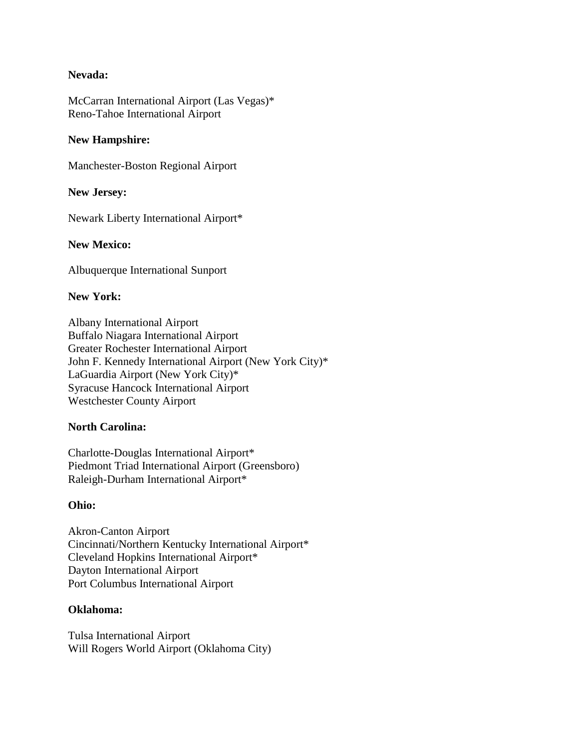**Nevada:**

McCarran International Airport (Las Vegas)*
Reno-Tahoe International Airport

**New Hampshire:**

Manchester-Boston Regional Airport

**New Jersey:**

Newark Liberty International Airport*

**New Mexico:**

Albuquerque International Sunport

**New York:**

Albany International Airport
Buffalo Niagara International Airport
Greater Rochester International Airport
John F. Kennedy International Airport (New York City)*
LaGuardia Airport (New York City)*
Syracuse Hancock International Airport
Westchester County Airport

**North Carolina:**

Charlotte-Douglas International Airport*
Piedmont Triad International Airport (Greensboro)
Raleigh-Durham International Airport*

**Ohio:**

Akron-Canton Airport
Cincinnati/Northern Kentucky International Airport*
Cleveland Hopkins International Airport*
Dayton International Airport
Port Columbus International Airport

**Oklahoma:**

Tulsa International Airport
Will Rogers World Airport (Oklahoma City)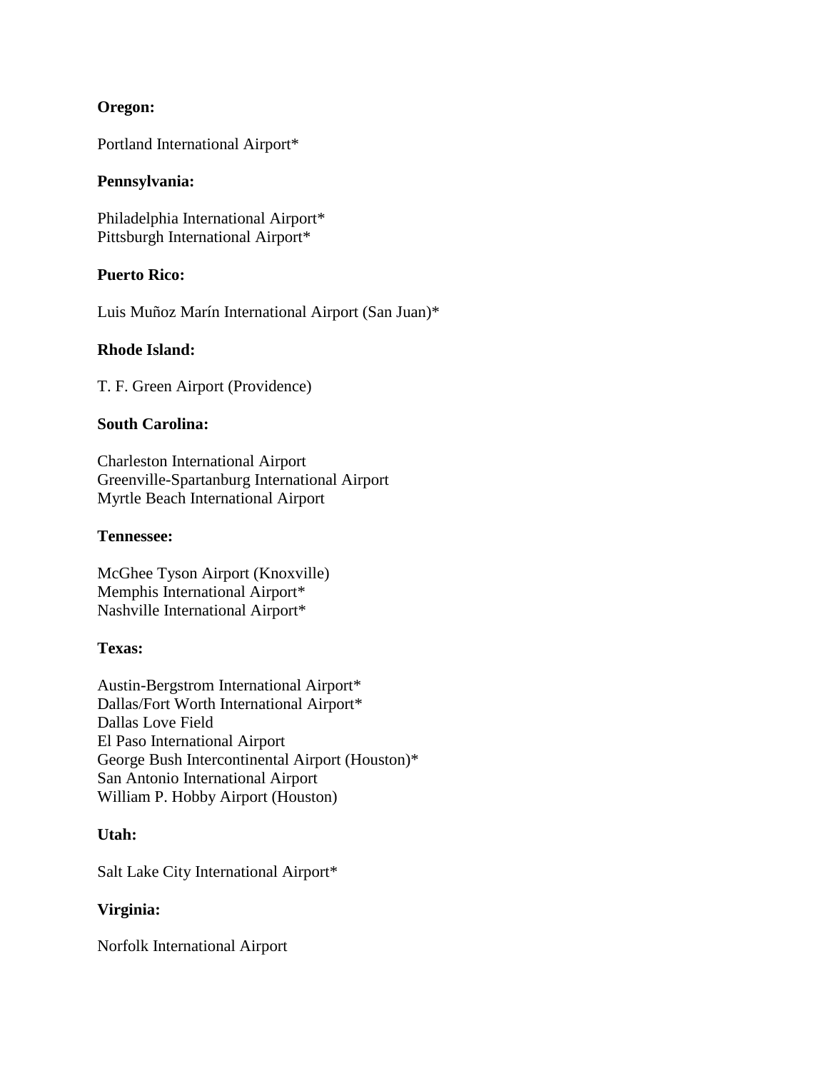**Oregon:**

Portland International Airport*

**Pennsylvania:**

Philadelphia International Airport*
Pittsburgh International Airport*

**Puerto Rico:**

Luis Muñoz Marín International Airport (San Juan)*

**Rhode Island:**

T. F. Green Airport (Providence)

**South Carolina:**

Charleston International Airport
Greenville-Spartanburg International Airport
Myrtle Beach International Airport

**Tennessee:**

McGhee Tyson Airport (Knoxville)
Memphis International Airport*
Nashville International Airport*

**Texas:**

Austin-Bergstrom International Airport*
Dallas/Fort Worth International Airport*
Dallas Love Field
El Paso International Airport
George Bush Intercontinental Airport (Houston)*
San Antonio International Airport
William P. Hobby Airport (Houston)

**Utah:**

Salt Lake City International Airport*

**Virginia:**

Norfolk International Airport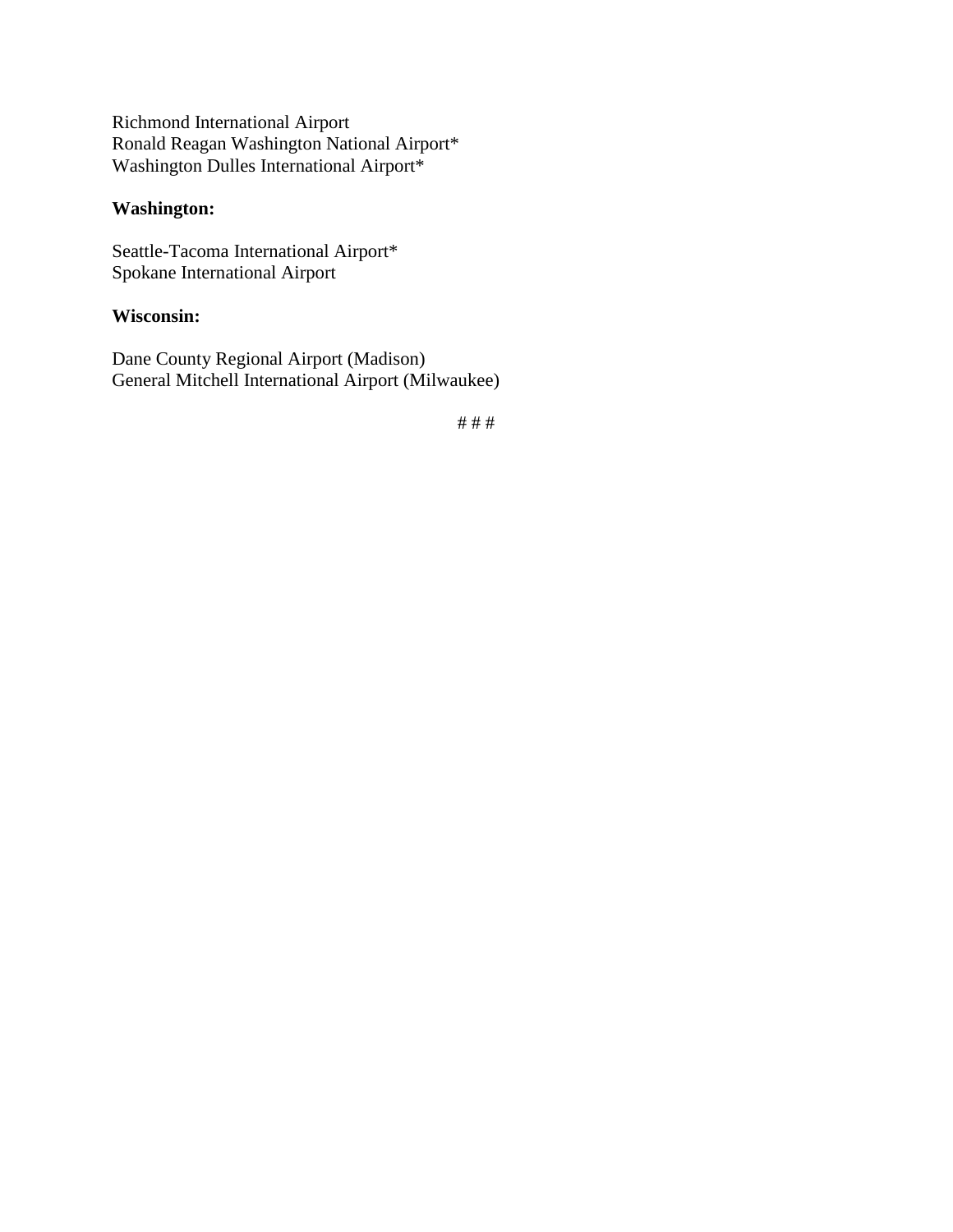Richmond International Airport
Ronald Reagan Washington National Airport*
Washington Dulles International Airport*

**Washington:**

Seattle-Tacoma International Airport*
Spokane International Airport

**Wisconsin:**

Dane County Regional Airport (Madison)
General Mitchell International Airport (Milwaukee)

# # #